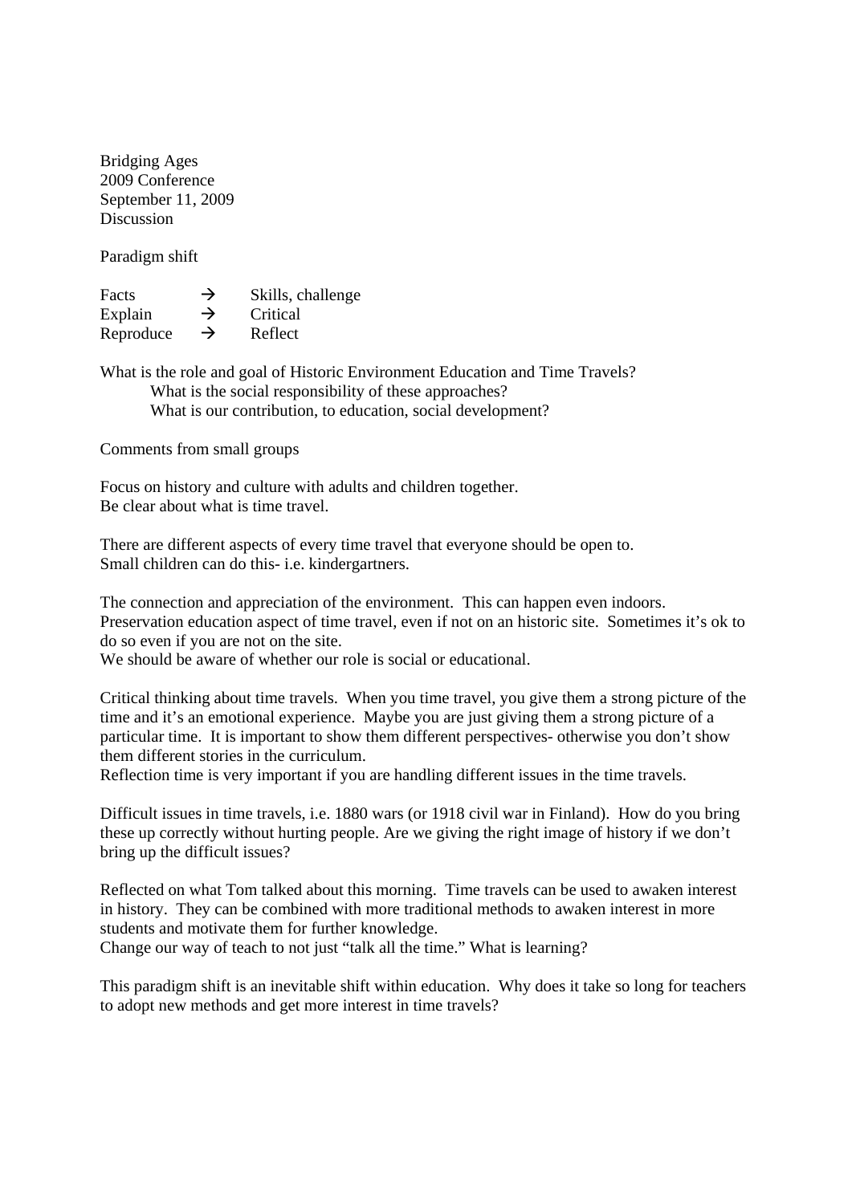Bridging Ages
2009 Conference
September 11, 2009
Discussion

Paradigm shift

| | | |
|---|---|---|
| Facts | → | Skills, challenge |
| Explain | → | Critical |
| Reproduce | → | Reflect |

What is the role and goal of Historic Environment Education and Time Travels?
  What is the social responsibility of these approaches?
  What is our contribution, to education, social development?

Comments from small groups

Focus on history and culture with adults and children together.
Be clear about what is time travel.

There are different aspects of every time travel that everyone should be open to.
Small children can do this- i.e. kindergartners.

The connection and appreciation of the environment. This can happen even indoors.
Preservation education aspect of time travel, even if not on an historic site. Sometimes it's ok to do so even if you are not on the site.
We should be aware of whether our role is social or educational.

Critical thinking about time travels. When you time travel, you give them a strong picture of the time and it's an emotional experience. Maybe you are just giving them a strong picture of a particular time. It is important to show them different perspectives- otherwise you don't show them different stories in the curriculum.
Reflection time is very important if you are handling different issues in the time travels.

Difficult issues in time travels, i.e. 1880 wars (or 1918 civil war in Finland). How do you bring these up correctly without hurting people. Are we giving the right image of history if we don't bring up the difficult issues?

Reflected on what Tom talked about this morning. Time travels can be used to awaken interest in history. They can be combined with more traditional methods to awaken interest in more students and motivate them for further knowledge.
Change our way of teach to not just "talk all the time." What is learning?

This paradigm shift is an inevitable shift within education. Why does it take so long for teachers to adopt new methods and get more interest in time travels?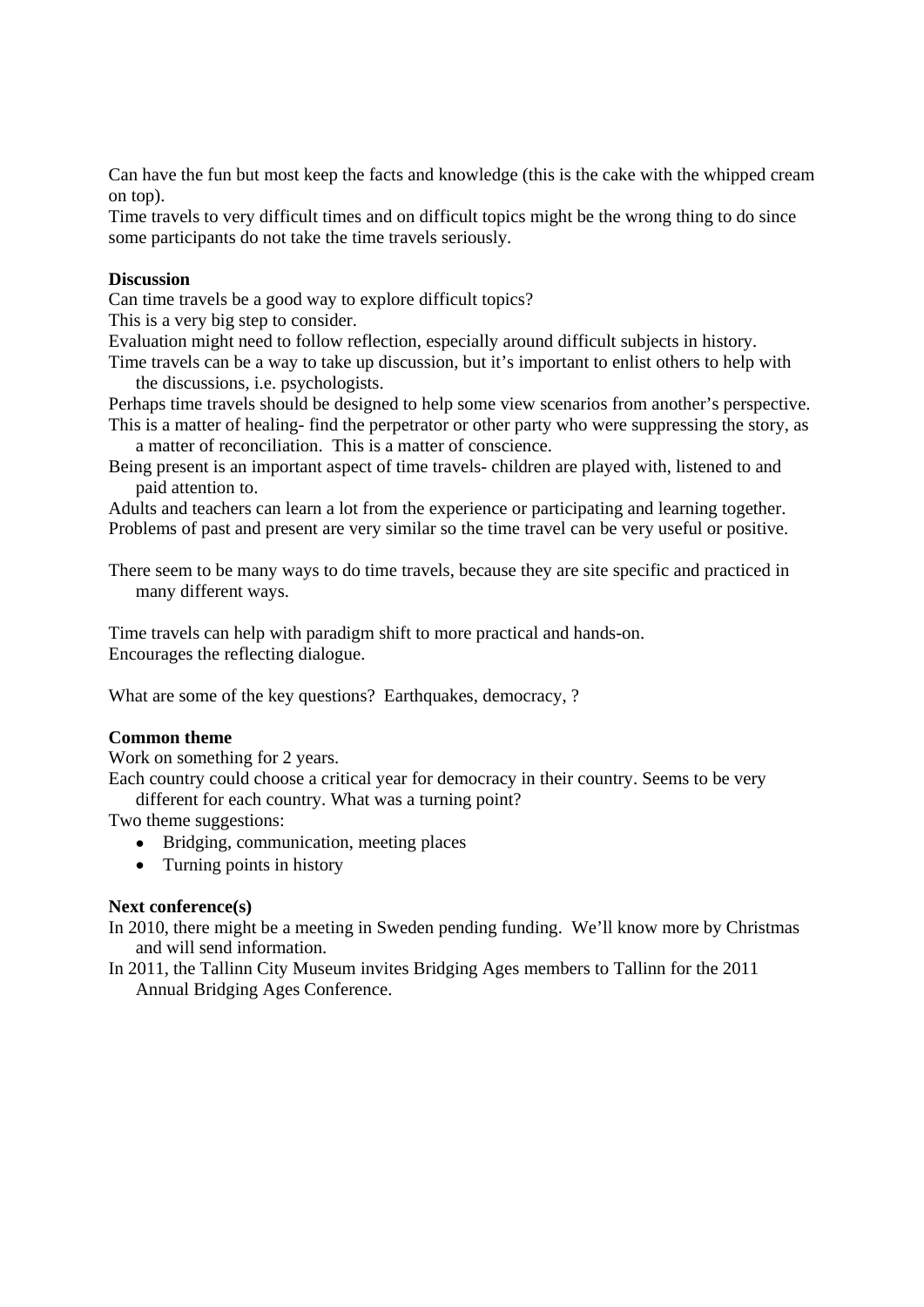Can have the fun but most keep the facts and knowledge (this is the cake with the whipped cream on top).

Time travels to very difficult times and on difficult topics might be the wrong thing to do since some participants do not take the time travels seriously.

**Discussion**

Can time travels be a good way to explore difficult topics?

This is a very big step to consider.

Evaluation might need to follow reflection, especially around difficult subjects in history.

Time travels can be a way to take up discussion, but it's important to enlist others to help with the discussions, i.e. psychologists.

Perhaps time travels should be designed to help some view scenarios from another's perspective.

This is a matter of healing- find the perpetrator or other party who were suppressing the story, as a matter of reconciliation. This is a matter of conscience.

Being present is an important aspect of time travels- children are played with, listened to and paid attention to.

Adults and teachers can learn a lot from the experience or participating and learning together.

Problems of past and present are very similar so the time travel can be very useful or positive.

There seem to be many ways to do time travels, because they are site specific and practiced in many different ways.

Time travels can help with paradigm shift to more practical and hands-on.

Encourages the reflecting dialogue.

What are some of the key questions? Earthquakes, democracy, ?

**Common theme**

Work on something for 2 years.

Each country could choose a critical year for democracy in their country. Seems to be very different for each country. What was a turning point?

Two theme suggestions:

- Bridging, communication, meeting places
- Turning points in history

**Next conference(s)**

In 2010, there might be a meeting in Sweden pending funding. We'll know more by Christmas and will send information.

In 2011, the Tallinn City Museum invites Bridging Ages members to Tallinn for the 2011 Annual Bridging Ages Conference.